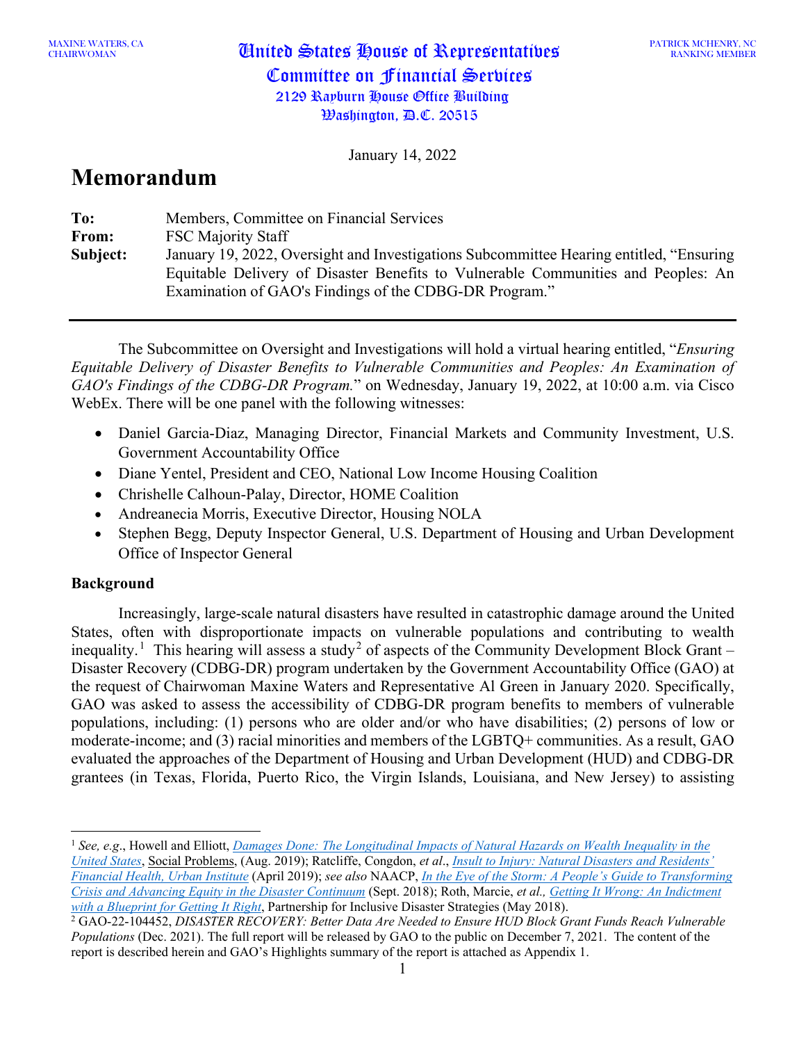MAXINE WATERS, CA
CHAIRWOMAN

PATRICK MCHENRY, NC
RANKING MEMBER

United States House of Representatives
Committee on Financial Services
2129 Rayburn House Office Building
Washington, D.C. 20515

January 14, 2022

# Memorandum

**To:** Members, Committee on Financial Services

**From:** FSC Majority Staff

**Subject:** January 19, 2022, Oversight and Investigations Subcommittee Hearing entitled, "Ensuring Equitable Delivery of Disaster Benefits to Vulnerable Communities and Peoples: An Examination of GAO's Findings of the CDBG-DR Program."

---

The Subcommittee on Oversight and Investigations will hold a virtual hearing entitled, "*Ensuring Equitable Delivery of Disaster Benefits to Vulnerable Communities and Peoples: An Examination of GAO's Findings of the CDBG-DR Program.*" on Wednesday, January 19, 2022, at 10:00 a.m. via Cisco WebEx. There will be one panel with the following witnesses:

- Daniel Garcia-Diaz, Managing Director, Financial Markets and Community Investment, U.S. Government Accountability Office
- Diane Yentel, President and CEO, National Low Income Housing Coalition
- Chrishelle Calhoun-Palay, Director, HOME Coalition
- Andreanecia Morris, Executive Director, Housing NOLA
- Stephen Begg, Deputy Inspector General, U.S. Department of Housing and Urban Development Office of Inspector General

**Background**

Increasingly, large-scale natural disasters have resulted in catastrophic damage around the United States, often with disproportionate impacts on vulnerable populations and contributing to wealth inequality.[1] This hearing will assess a study[2] of aspects of the Community Development Block Grant – Disaster Recovery (CDBG-DR) program undertaken by the Government Accountability Office (GAO) at the request of Chairwoman Maxine Waters and Representative Al Green in January 2020. Specifically, GAO was asked to assess the accessibility of CDBG-DR program benefits to members of vulnerable populations, including: (1) persons who are older and/or who have disabilities; (2) persons of low or moderate-income; and (3) racial minorities and members of the LGBTQ+ communities. As a result, GAO evaluated the approaches of the Department of Housing and Urban Development (HUD) and CDBG-DR grantees (in Texas, Florida, Puerto Rico, the Virgin Islands, Louisiana, and New Jersey) to assisting

---

[1] *See, e.g.*, Howell and Elliott, *Damages Done: The Longitudinal Impacts of Natural Hazards on Wealth Inequality in the United States*, Social Problems, (Aug. 2019); Ratcliffe, Congdon, *et al*., *Insult to Injury: Natural Disasters and Residents' Financial Health, Urban Institute* (April 2019); *see also* NAACP, *In the Eye of the Storm: A People's Guide to Transforming Crisis and Advancing Equity in the Disaster Continuum* (Sept. 2018); Roth, Marcie, *et al.,* *Getting It Wrong: An Indictment with a Blueprint for Getting It Right*, Partnership for Inclusive Disaster Strategies (May 2018).

[2] GAO-22-104452, *DISASTER RECOVERY: Better Data Are Needed to Ensure HUD Block Grant Funds Reach Vulnerable Populations* (Dec. 2021). The full report will be released by GAO to the public on December 7, 2021. The content of the report is described herein and GAO's Highlights summary of the report is attached as Appendix 1.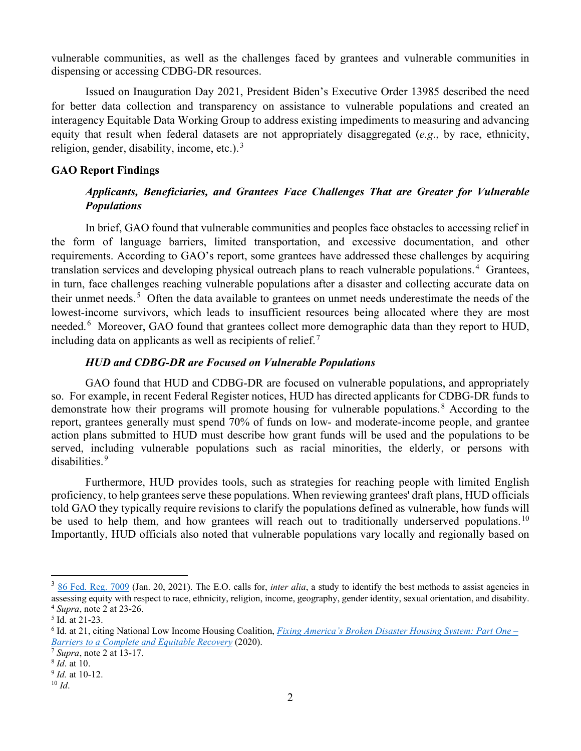vulnerable communities, as well as the challenges faced by grantees and vulnerable communities in dispensing or accessing CDBG-DR resources.

Issued on Inauguration Day 2021, President Biden's Executive Order 13985 described the need for better data collection and transparency on assistance to vulnerable populations and created an interagency Equitable Data Working Group to address existing impediments to measuring and advancing equity that result when federal datasets are not appropriately disaggregated (*e.g*., by race, ethnicity, religion, gender, disability, income, etc.).[3]

**GAO Report Findings**

***Applicants, Beneficiaries, and Grantees Face Challenges That are Greater for Vulnerable Populations***

In brief, GAO found that vulnerable communities and peoples face obstacles to accessing relief in the form of language barriers, limited transportation, and excessive documentation, and other requirements. According to GAO's report, some grantees have addressed these challenges by acquiring translation services and developing physical outreach plans to reach vulnerable populations.[4] Grantees, in turn, face challenges reaching vulnerable populations after a disaster and collecting accurate data on their unmet needs.[5] Often the data available to grantees on unmet needs underestimate the needs of the lowest-income survivors, which leads to insufficient resources being allocated where they are most needed.[6] Moreover, GAO found that grantees collect more demographic data than they report to HUD, including data on applicants as well as recipients of relief.[7]

***HUD and CDBG-DR are Focused on Vulnerable Populations***

GAO found that HUD and CDBG-DR are focused on vulnerable populations, and appropriately so. For example, in recent Federal Register notices, HUD has directed applicants for CDBG-DR funds to demonstrate how their programs will promote housing for vulnerable populations.[8] According to the report, grantees generally must spend 70% of funds on low- and moderate-income people, and grantee action plans submitted to HUD must describe how grant funds will be used and the populations to be served, including vulnerable populations such as racial minorities, the elderly, or persons with disabilities.[9]

Furthermore, HUD provides tools, such as strategies for reaching people with limited English proficiency, to help grantees serve these populations. When reviewing grantees' draft plans, HUD officials told GAO they typically require revisions to clarify the populations defined as vulnerable, how funds will be used to help them, and how grantees will reach out to traditionally underserved populations.[10] Importantly, HUD officials also noted that vulnerable populations vary locally and regionally based on

---

[3] [86 Fed. Reg. 7009](https://www.federalregister.gov/d/2021-01753) (Jan. 20, 2021). The E.O. calls for, *inter alia*, a study to identify the best methods to assist agencies in assessing equity with respect to race, ethnicity, religion, income, geography, gender identity, sexual orientation, and disability.

[4] *Supra*, note 2 at 23-26.

[5] Id. at 21-23.

[6] Id. at 21, citing National Low Income Housing Coalition, *Fixing America's Broken Disaster Housing System: Part One – Barriers to a Complete and Equitable Recovery* (2020).

[7] *Supra*, note 2 at 13-17.

[8] *Id*. at 10.

[9] *Id.* at 10-12.

[10] *Id*.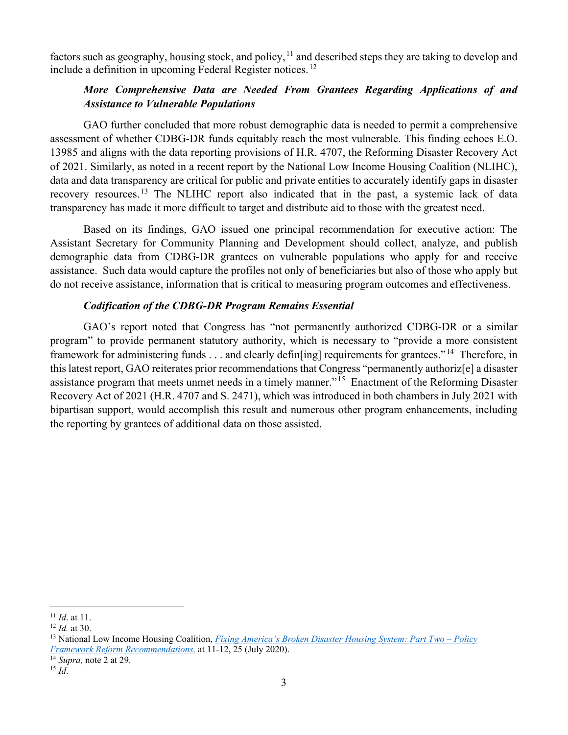factors such as geography, housing stock, and policy,[11] and described steps they are taking to develop and include a definition in upcoming Federal Register notices.[12]

### *More Comprehensive Data are Needed From Grantees Regarding Applications of and Assistance to Vulnerable Populations*

GAO further concluded that more robust demographic data is needed to permit a comprehensive assessment of whether CDBG-DR funds equitably reach the most vulnerable. This finding echoes E.O. 13985 and aligns with the data reporting provisions of H.R. 4707, the Reforming Disaster Recovery Act of 2021. Similarly, as noted in a recent report by the National Low Income Housing Coalition (NLIHC), data and data transparency are critical for public and private entities to accurately identify gaps in disaster recovery resources.[13] The NLIHC report also indicated that in the past, a systemic lack of data transparency has made it more difficult to target and distribute aid to those with the greatest need.

Based on its findings, GAO issued one principal recommendation for executive action: The Assistant Secretary for Community Planning and Development should collect, analyze, and publish demographic data from CDBG-DR grantees on vulnerable populations who apply for and receive assistance. Such data would capture the profiles not only of beneficiaries but also of those who apply but do not receive assistance, information that is critical to measuring program outcomes and effectiveness.

### *Codification of the CDBG-DR Program Remains Essential*

GAO's report noted that Congress has "not permanently authorized CDBG-DR or a similar program" to provide permanent statutory authority, which is necessary to "provide a more consistent framework for administering funds . . . and clearly defin[ing] requirements for grantees."[14] Therefore, in this latest report, GAO reiterates prior recommendations that Congress "permanently authoriz[e] a disaster assistance program that meets unmet needs in a timely manner."[15] Enactment of the Reforming Disaster Recovery Act of 2021 (H.R. 4707 and S. 2471), which was introduced in both chambers in July 2021 with bipartisan support, would accomplish this result and numerous other program enhancements, including the reporting by grantees of additional data on those assisted.

---

[11] *Id*. at 11.

[12] *Id.* at 30.

[13] National Low Income Housing Coalition, *Fixing America's Broken Disaster Housing System: Part Two – Policy Framework Reform Recommendations,* at 11-12, 25 (July 2020).

[14] *Supra,* note 2 at 29.

[15] *Id*.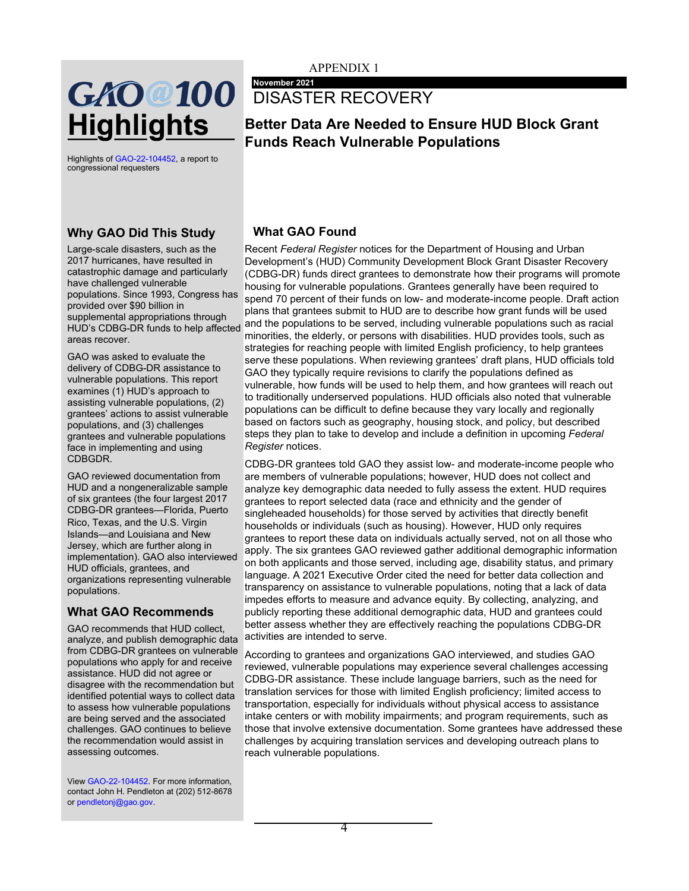APPENDIX 1

# GAO@100 Highlights

Highlights of GAO-22-104452, a report to congressional requesters

**November 2021**

# DISASTER RECOVERY

## Better Data Are Needed to Ensure HUD Block Grant Funds Reach Vulnerable Populations

### Why GAO Did This Study

Large-scale disasters, such as the 2017 hurricanes, have resulted in catastrophic damage and particularly have challenged vulnerable populations. Since 1993, Congress has provided over $90 billion in supplemental appropriations through HUD's CDBG-DR funds to help affected areas recover.

GAO was asked to evaluate the delivery of CDBG-DR assistance to vulnerable populations. This report examines (1) HUD's approach to assisting vulnerable populations, (2) grantees' actions to assist vulnerable populations, and (3) challenges grantees and vulnerable populations face in implementing and using CDBGDR.

GAO reviewed documentation from HUD and a nongeneralizable sample of six grantees (the four largest 2017 CDBG-DR grantees—Florida, Puerto Rico, Texas, and the U.S. Virgin Islands—and Louisiana and New Jersey, which are further along in implementation). GAO also interviewed HUD officials, grantees, and organizations representing vulnerable populations.

### What GAO Recommends

GAO recommends that HUD collect, analyze, and publish demographic data from CDBG-DR grantees on vulnerable populations who apply for and receive assistance. HUD did not agree or disagree with the recommendation but identified potential ways to collect data to assess how vulnerable populations are being served and the associated challenges. GAO continues to believe the recommendation would assist in assessing outcomes.

View GAO-22-104452. For more information, contact John H. Pendleton at (202) 512-8678 or pendletonj@gao.gov.

### What GAO Found

Recent *Federal Register* notices for the Department of Housing and Urban Development's (HUD) Community Development Block Grant Disaster Recovery (CDBG-DR) funds direct grantees to demonstrate how their programs will promote housing for vulnerable populations. Grantees generally have been required to spend 70 percent of their funds on low- and moderate-income people. Draft action plans that grantees submit to HUD are to describe how grant funds will be used and the populations to be served, including vulnerable populations such as racial minorities, the elderly, or persons with disabilities. HUD provides tools, such as strategies for reaching people with limited English proficiency, to help grantees serve these populations. When reviewing grantees' draft plans, HUD officials told GAO they typically require revisions to clarify the populations defined as vulnerable, how funds will be used to help them, and how grantees will reach out to traditionally underserved populations. HUD officials also noted that vulnerable populations can be difficult to define because they vary locally and regionally based on factors such as geography, housing stock, and policy, but described steps they plan to take to develop and include a definition in upcoming *Federal Register* notices.

CDBG-DR grantees told GAO they assist low- and moderate-income people who are members of vulnerable populations; however, HUD does not collect and analyze key demographic data needed to fully assess the extent. HUD requires grantees to report selected data (race and ethnicity and the gender of singleheaded households) for those served by activities that directly benefit households or individuals (such as housing). However, HUD only requires grantees to report these data on individuals actually served, not on all those who apply. The six grantees GAO reviewed gather additional demographic information on both applicants and those served, including age, disability status, and primary language. A 2021 Executive Order cited the need for better data collection and transparency on assistance to vulnerable populations, noting that a lack of data impedes efforts to measure and advance equity. By collecting, analyzing, and publicly reporting these additional demographic data, HUD and grantees could better assess whether they are effectively reaching the populations CDBG-DR activities are intended to serve.

According to grantees and organizations GAO interviewed, and studies GAO reviewed, vulnerable populations may experience several challenges accessing CDBG-DR assistance. These include language barriers, such as the need for translation services for those with limited English proficiency; limited access to transportation, especially for individuals without physical access to assistance intake centers or with mobility impairments; and program requirements, such as those that involve extensive documentation. Some grantees have addressed these challenges by acquiring translation services and developing outreach plans to reach vulnerable populations.